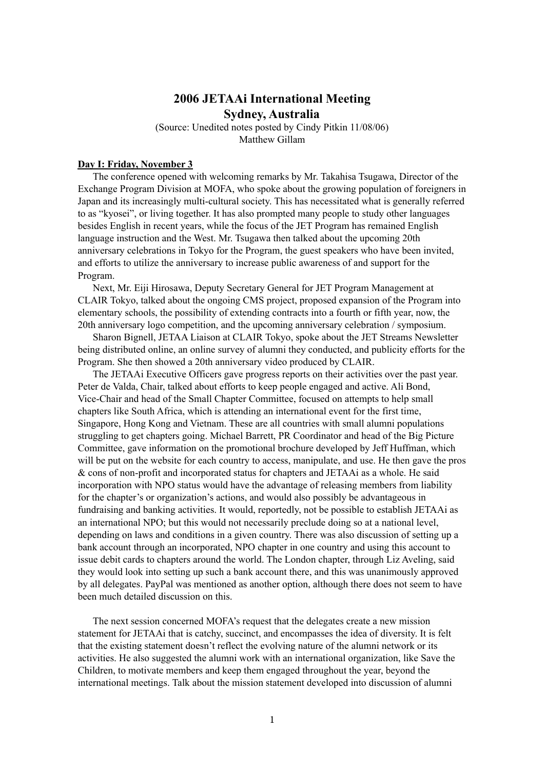# 2006 JETAAi International Meeting
## Sydney, Australia

(Source: Unedited notes posted by Cindy Pitkin 11/08/06)
Matthew Gillam

**Day I: Friday, November 3**

The conference opened with welcoming remarks by Mr. Takahisa Tsugawa, Director of the Exchange Program Division at MOFA, who spoke about the growing population of foreigners in Japan and its increasingly multi-cultural society. This has necessitated what is generally referred to as "kyosei", or living together. It has also prompted many people to study other languages besides English in recent years, while the focus of the JET Program has remained English language instruction and the West. Mr. Tsugawa then talked about the upcoming 20th anniversary celebrations in Tokyo for the Program, the guest speakers who have been invited, and efforts to utilize the anniversary to increase public awareness of and support for the Program.

Next, Mr. Eiji Hirosawa, Deputy Secretary General for JET Program Management at CLAIR Tokyo, talked about the ongoing CMS project, proposed expansion of the Program into elementary schools, the possibility of extending contracts into a fourth or fifth year, now, the 20th anniversary logo competition, and the upcoming anniversary celebration / symposium.

Sharon Bignell, JETAA Liaison at CLAIR Tokyo, spoke about the JET Streams Newsletter being distributed online, an online survey of alumni they conducted, and publicity efforts for the Program. She then showed a 20th anniversary video produced by CLAIR.

The JETAAi Executive Officers gave progress reports on their activities over the past year. Peter de Valda, Chair, talked about efforts to keep people engaged and active. Ali Bond, Vice-Chair and head of the Small Chapter Committee, focused on attempts to help small chapters like South Africa, which is attending an international event for the first time, Singapore, Hong Kong and Vietnam. These are all countries with small alumni populations struggling to get chapters going. Michael Barrett, PR Coordinator and head of the Big Picture Committee, gave information on the promotional brochure developed by Jeff Huffman, which will be put on the website for each country to access, manipulate, and use. He then gave the pros & cons of non-profit and incorporated status for chapters and JETAAi as a whole. He said incorporation with NPO status would have the advantage of releasing members from liability for the chapter's or organization's actions, and would also possibly be advantageous in fundraising and banking activities. It would, reportedly, not be possible to establish JETAAi as an international NPO; but this would not necessarily preclude doing so at a national level, depending on laws and conditions in a given country. There was also discussion of setting up a bank account through an incorporated, NPO chapter in one country and using this account to issue debit cards to chapters around the world. The London chapter, through Liz Aveling, said they would look into setting up such a bank account there, and this was unanimously approved by all delegates. PayPal was mentioned as another option, although there does not seem to have been much detailed discussion on this.

The next session concerned MOFA's request that the delegates create a new mission statement for JETAAi that is catchy, succinct, and encompasses the idea of diversity. It is felt that the existing statement doesn't reflect the evolving nature of the alumni network or its activities. He also suggested the alumni work with an international organization, like Save the Children, to motivate members and keep them engaged throughout the year, beyond the international meetings. Talk about the mission statement developed into discussion of alumni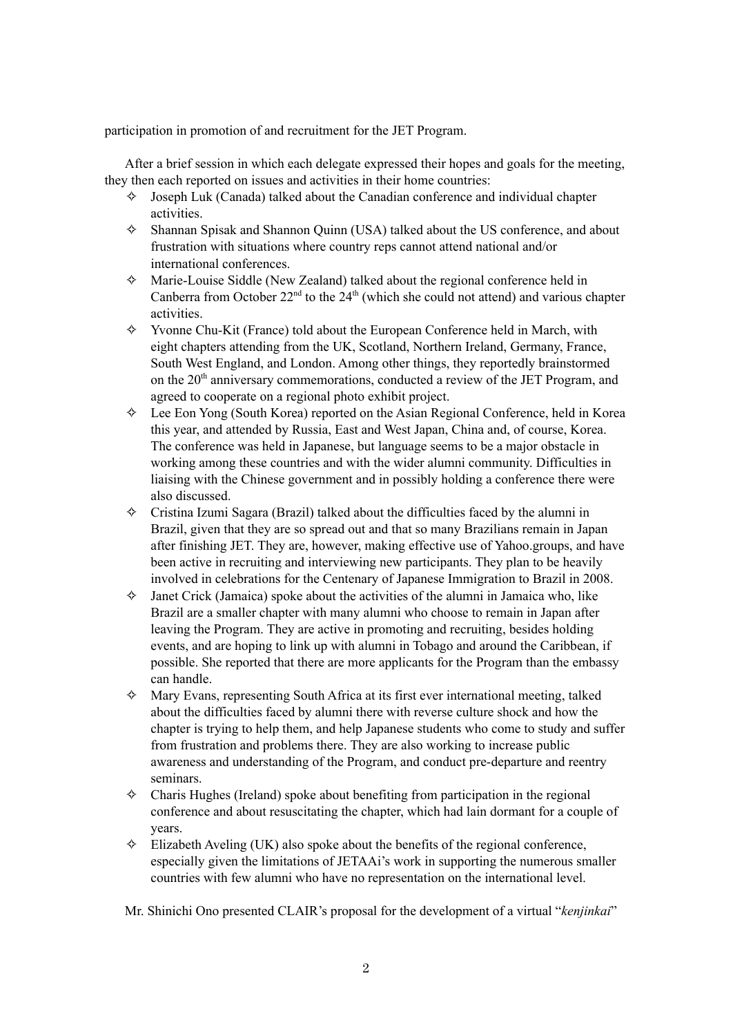participation in promotion of and recruitment for the JET Program.

After a brief session in which each delegate expressed their hopes and goals for the meeting, they then each reported on issues and activities in their home countries:

- Joseph Luk (Canada) talked about the Canadian conference and individual chapter activities.
- Shannan Spisak and Shannon Quinn (USA) talked about the US conference, and about frustration with situations where country reps cannot attend national and/or international conferences.
- Marie-Louise Siddle (New Zealand) talked about the regional conference held in Canberra from October 22nd to the 24th (which she could not attend) and various chapter activities.
- Yvonne Chu-Kit (France) told about the European Conference held in March, with eight chapters attending from the UK, Scotland, Northern Ireland, Germany, France, South West England, and London. Among other things, they reportedly brainstormed on the 20th anniversary commemorations, conducted a review of the JET Program, and agreed to cooperate on a regional photo exhibit project.
- Lee Eon Yong (South Korea) reported on the Asian Regional Conference, held in Korea this year, and attended by Russia, East and West Japan, China and, of course, Korea. The conference was held in Japanese, but language seems to be a major obstacle in working among these countries and with the wider alumni community. Difficulties in liaising with the Chinese government and in possibly holding a conference there were also discussed.
- Cristina Izumi Sagara (Brazil) talked about the difficulties faced by the alumni in Brazil, given that they are so spread out and that so many Brazilians remain in Japan after finishing JET. They are, however, making effective use of Yahoo.groups, and have been active in recruiting and interviewing new participants. They plan to be heavily involved in celebrations for the Centenary of Japanese Immigration to Brazil in 2008.
- Janet Crick (Jamaica) spoke about the activities of the alumni in Jamaica who, like Brazil are a smaller chapter with many alumni who choose to remain in Japan after leaving the Program. They are active in promoting and recruiting, besides holding events, and are hoping to link up with alumni in Tobago and around the Caribbean, if possible. She reported that there are more applicants for the Program than the embassy can handle.
- Mary Evans, representing South Africa at its first ever international meeting, talked about the difficulties faced by alumni there with reverse culture shock and how the chapter is trying to help them, and help Japanese students who come to study and suffer from frustration and problems there. They are also working to increase public awareness and understanding of the Program, and conduct pre-departure and reentry seminars.
- Charis Hughes (Ireland) spoke about benefiting from participation in the regional conference and about resuscitating the chapter, which had lain dormant for a couple of years.
- Elizabeth Aveling (UK) also spoke about the benefits of the regional conference, especially given the limitations of JETAAi's work in supporting the numerous smaller countries with few alumni who have no representation on the international level.

Mr. Shinichi Ono presented CLAIR's proposal for the development of a virtual "*kenjinkai*"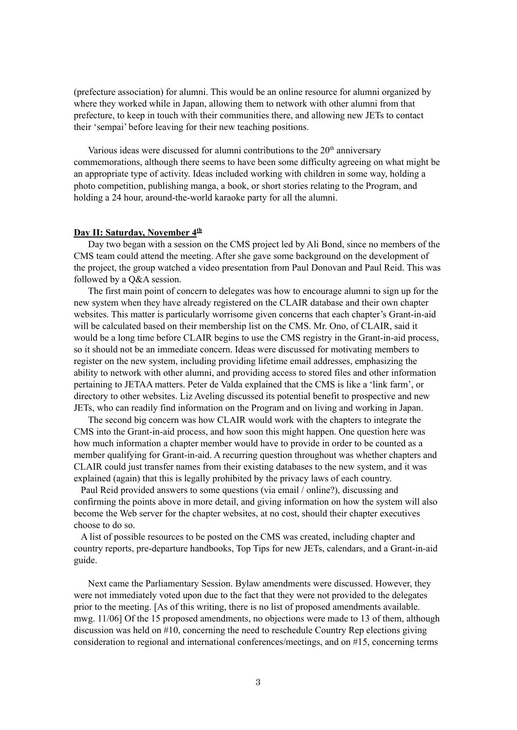(prefecture association) for alumni. This would be an online resource for alumni organized by where they worked while in Japan, allowing them to network with other alumni from that prefecture, to keep in touch with their communities there, and allowing new JETs to contact their 'sempai' before leaving for their new teaching positions.

Various ideas were discussed for alumni contributions to the 20th anniversary commemorations, although there seems to have been some difficulty agreeing on what might be an appropriate type of activity. Ideas included working with children in some way, holding a photo competition, publishing manga, a book, or short stories relating to the Program, and holding a 24 hour, around-the-world karaoke party for all the alumni.

**Day II: Saturday, November 4th**

Day two began with a session on the CMS project led by Ali Bond, since no members of the CMS team could attend the meeting. After she gave some background on the development of the project, the group watched a video presentation from Paul Donovan and Paul Reid. This was followed by a Q&A session.

The first main point of concern to delegates was how to encourage alumni to sign up for the new system when they have already registered on the CLAIR database and their own chapter websites. This matter is particularly worrisome given concerns that each chapter's Grant-in-aid will be calculated based on their membership list on the CMS. Mr. Ono, of CLAIR, said it would be a long time before CLAIR begins to use the CMS registry in the Grant-in-aid process, so it should not be an immediate concern. Ideas were discussed for motivating members to register on the new system, including providing lifetime email addresses, emphasizing the ability to network with other alumni, and providing access to stored files and other information pertaining to JETAA matters. Peter de Valda explained that the CMS is like a 'link farm', or directory to other websites. Liz Aveling discussed its potential benefit to prospective and new JETs, who can readily find information on the Program and on living and working in Japan.

The second big concern was how CLAIR would work with the chapters to integrate the CMS into the Grant-in-aid process, and how soon this might happen. One question here was how much information a chapter member would have to provide in order to be counted as a member qualifying for Grant-in-aid. A recurring question throughout was whether chapters and CLAIR could just transfer names from their existing databases to the new system, and it was explained (again) that this is legally prohibited by the privacy laws of each country.

Paul Reid provided answers to some questions (via email / online?), discussing and confirming the points above in more detail, and giving information on how the system will also become the Web server for the chapter websites, at no cost, should their chapter executives choose to do so.

A list of possible resources to be posted on the CMS was created, including chapter and country reports, pre-departure handbooks, Top Tips for new JETs, calendars, and a Grant-in-aid guide.

Next came the Parliamentary Session. Bylaw amendments were discussed. However, they were not immediately voted upon due to the fact that they were not provided to the delegates prior to the meeting. [As of this writing, there is no list of proposed amendments available. mwg. 11/06] Of the 15 proposed amendments, no objections were made to 13 of them, although discussion was held on #10, concerning the need to reschedule Country Rep elections giving consideration to regional and international conferences/meetings, and on #15, concerning terms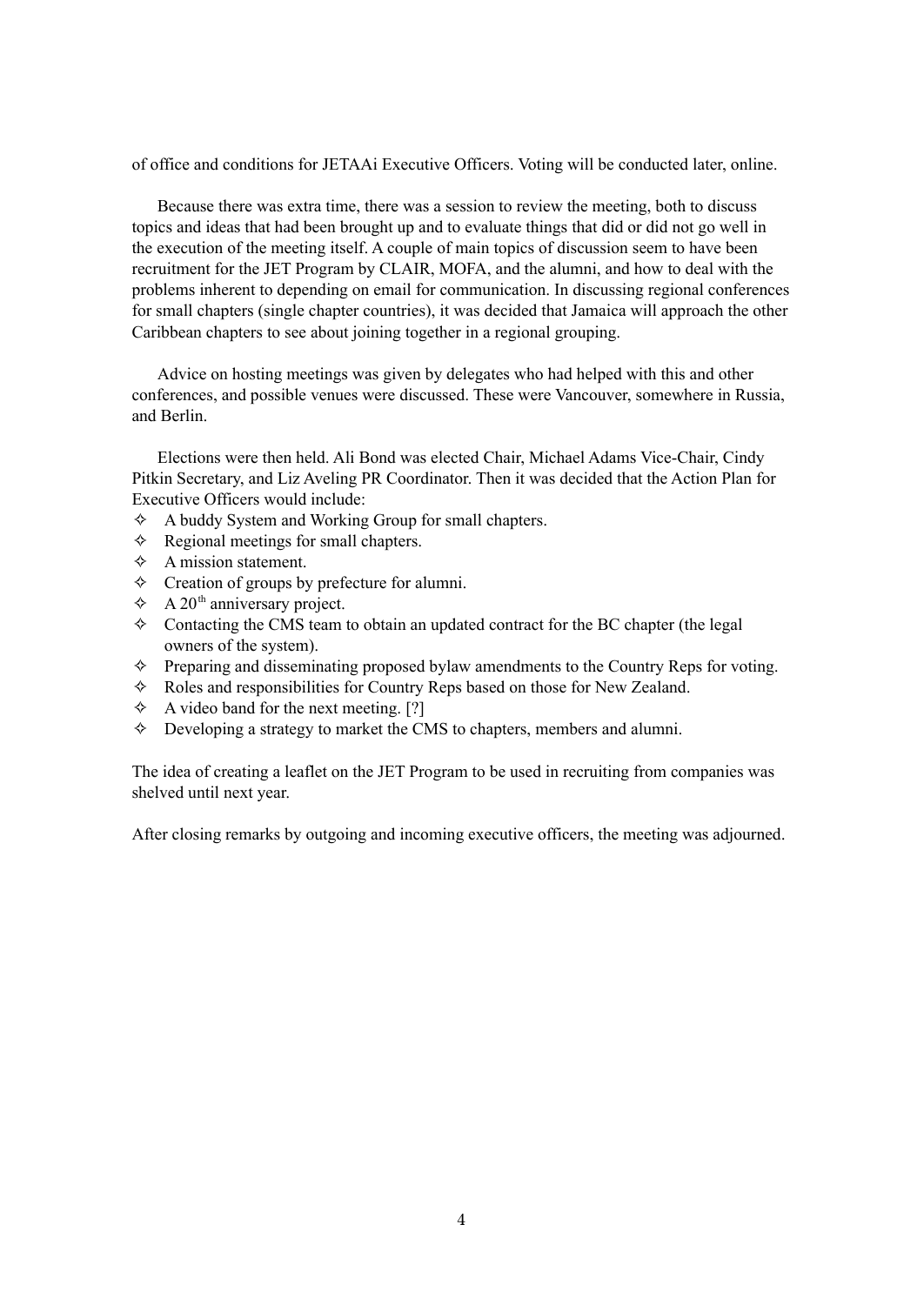of office and conditions for JETAAi Executive Officers. Voting will be conducted later, online.

Because there was extra time, there was a session to review the meeting, both to discuss topics and ideas that had been brought up and to evaluate things that did or did not go well in the execution of the meeting itself. A couple of main topics of discussion seem to have been recruitment for the JET Program by CLAIR, MOFA, and the alumni, and how to deal with the problems inherent to depending on email for communication. In discussing regional conferences for small chapters (single chapter countries), it was decided that Jamaica will approach the other Caribbean chapters to see about joining together in a regional grouping.

Advice on hosting meetings was given by delegates who had helped with this and other conferences, and possible venues were discussed. These were Vancouver, somewhere in Russia, and Berlin.

Elections were then held. Ali Bond was elected Chair, Michael Adams Vice-Chair, Cindy Pitkin Secretary, and Liz Aveling PR Coordinator. Then it was decided that the Action Plan for Executive Officers would include:

- A buddy System and Working Group for small chapters.
- Regional meetings for small chapters.
- A mission statement.
- Creation of groups by prefecture for alumni.
- A 20th anniversary project.
- Contacting the CMS team to obtain an updated contract for the BC chapter (the legal owners of the system).
- Preparing and disseminating proposed bylaw amendments to the Country Reps for voting.
- Roles and responsibilities for Country Reps based on those for New Zealand.
- A video band for the next meeting. [?]
- Developing a strategy to market the CMS to chapters, members and alumni.

The idea of creating a leaflet on the JET Program to be used in recruiting from companies was shelved until next year.

After closing remarks by outgoing and incoming executive officers, the meeting was adjourned.